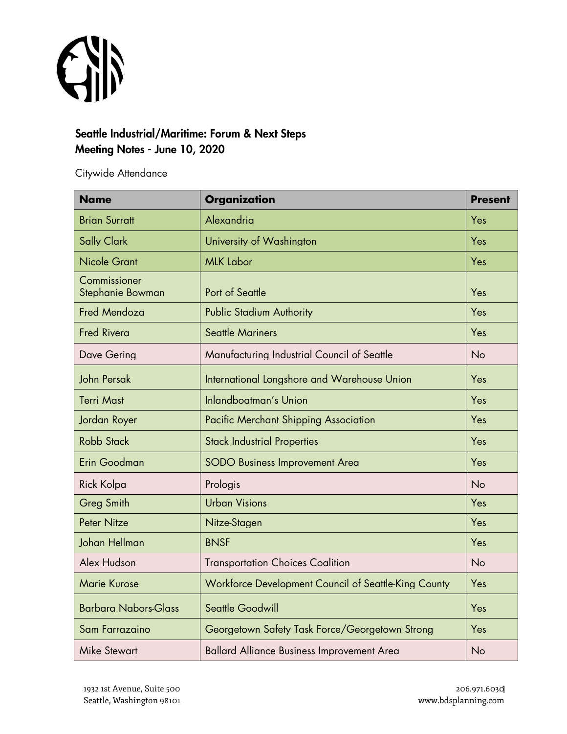## Seattle Industrial/Maritime: Forum & Next Steps
## Meeting Notes - June 10, 2020

Citywide Attendance

| Name | Organization | Present |
|---|---|---|
| Brian Surratt | Alexandria | Yes |
| Sally Clark | University of Washington | Yes |
| Nicole Grant | MLK Labor | Yes |
| Commissioner Stephanie Bowman | Port of Seattle | Yes |
| Fred Mendoza | Public Stadium Authority | Yes |
| Fred Rivera | Seattle Mariners | Yes |
| Dave Gering | Manufacturing Industrial Council of Seattle | No |
| John Persak | International Longshore and Warehouse Union | Yes |
| Terri Mast | Inlandboatman's Union | Yes |
| Jordan Royer | Pacific Merchant Shipping Association | Yes |
| Robb Stack | Stack Industrial Properties | Yes |
| Erin Goodman | SODO Business Improvement Area | Yes |
| Rick Kolpa | Prologis | No |
| Greg Smith | Urban Visions | Yes |
| Peter Nitze | Nitze-Stagen | Yes |
| Johan Hellman | BNSF | Yes |
| Alex Hudson | Transportation Choices Coalition | No |
| Marie Kurose | Workforce Development Council of Seattle-King County | Yes |
| Barbara Nabors-Glass | Seattle Goodwill | Yes |
| Sam Farrazaino | Georgetown Safety Task Force/Georgetown Strong | Yes |
| Mike Stewart | Ballard Alliance Business Improvement Area | No |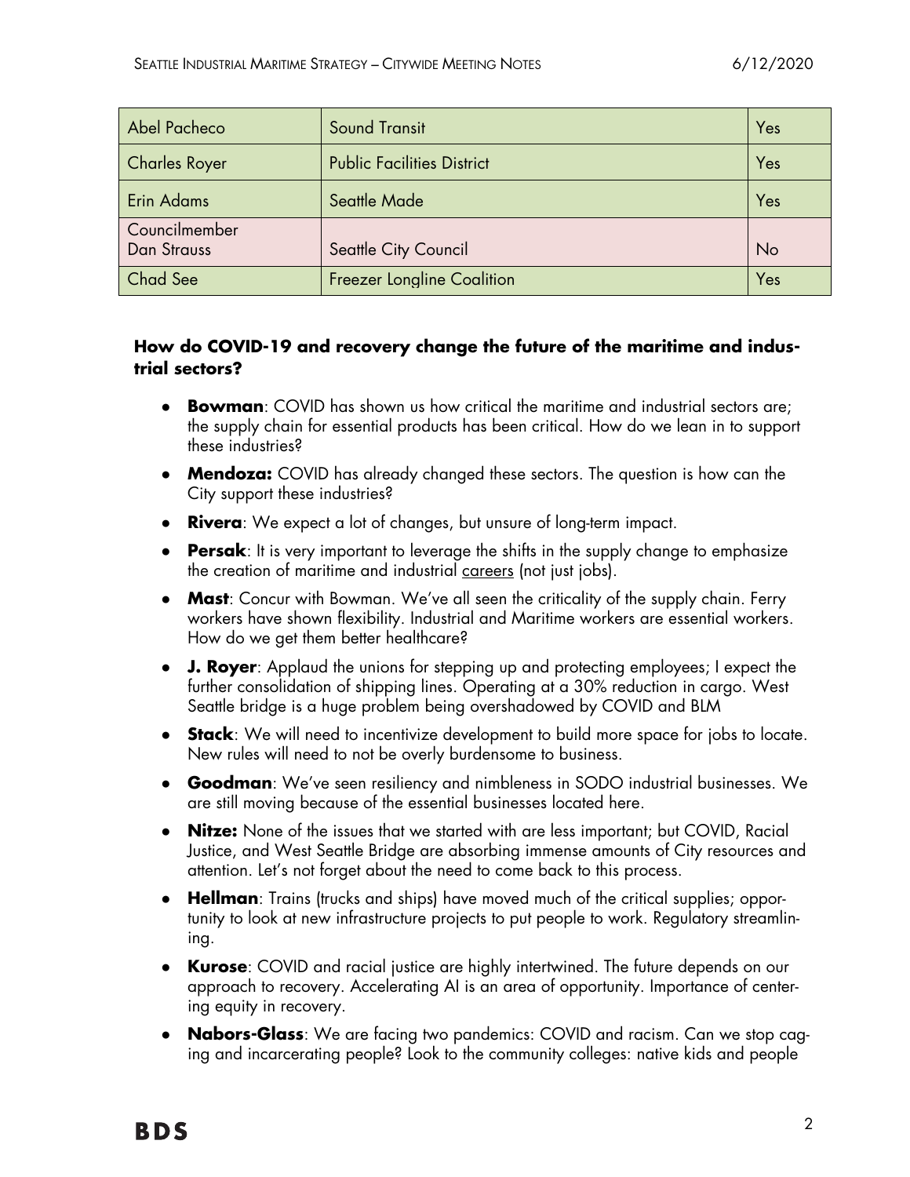| Abel Pacheco | Sound Transit | Yes |
|---|---|---|
| Charles Royer | Public Facilities District | Yes |
| Erin Adams | Seattle Made | Yes |
| Councilmember Dan Strauss | Seattle City Council | No |
| Chad See | Freezer Longline Coalition | Yes |

**How do COVID-19 and recovery change the future of the maritime and industrial sectors?**

- **Bowman**: COVID has shown us how critical the maritime and industrial sectors are; the supply chain for essential products has been critical. How do we lean in to support these industries?
- **Mendoza:** COVID has already changed these sectors. The question is how can the City support these industries?
- **Rivera**: We expect a lot of changes, but unsure of long-term impact.
- **Persak**: It is very important to leverage the shifts in the supply change to emphasize the creation of maritime and industrial careers (not just jobs).
- **Mast**: Concur with Bowman. We've all seen the criticality of the supply chain. Ferry workers have shown flexibility. Industrial and Maritime workers are essential workers. How do we get them better healthcare?
- **J. Royer**: Applaud the unions for stepping up and protecting employees; I expect the further consolidation of shipping lines. Operating at a 30% reduction in cargo. West Seattle bridge is a huge problem being overshadowed by COVID and BLM
- **Stack**: We will need to incentivize development to build more space for jobs to locate. New rules will need to not be overly burdensome to business.
- **Goodman**: We've seen resiliency and nimbleness in SODO industrial businesses. We are still moving because of the essential businesses located here.
- **Nitze:** None of the issues that we started with are less important; but COVID, Racial Justice, and West Seattle Bridge are absorbing immense amounts of City resources and attention. Let's not forget about the need to come back to this process.
- **Hellman**: Trains (trucks and ships) have moved much of the critical supplies; opportunity to look at new infrastructure projects to put people to work. Regulatory streamlining.
- **Kurose**: COVID and racial justice are highly intertwined. The future depends on our approach to recovery. Accelerating AI is an area of opportunity. Importance of centering equity in recovery.
- **Nabors-Glass**: We are facing two pandemics: COVID and racism. Can we stop caging and incarcerating people? Look to the community colleges: native kids and people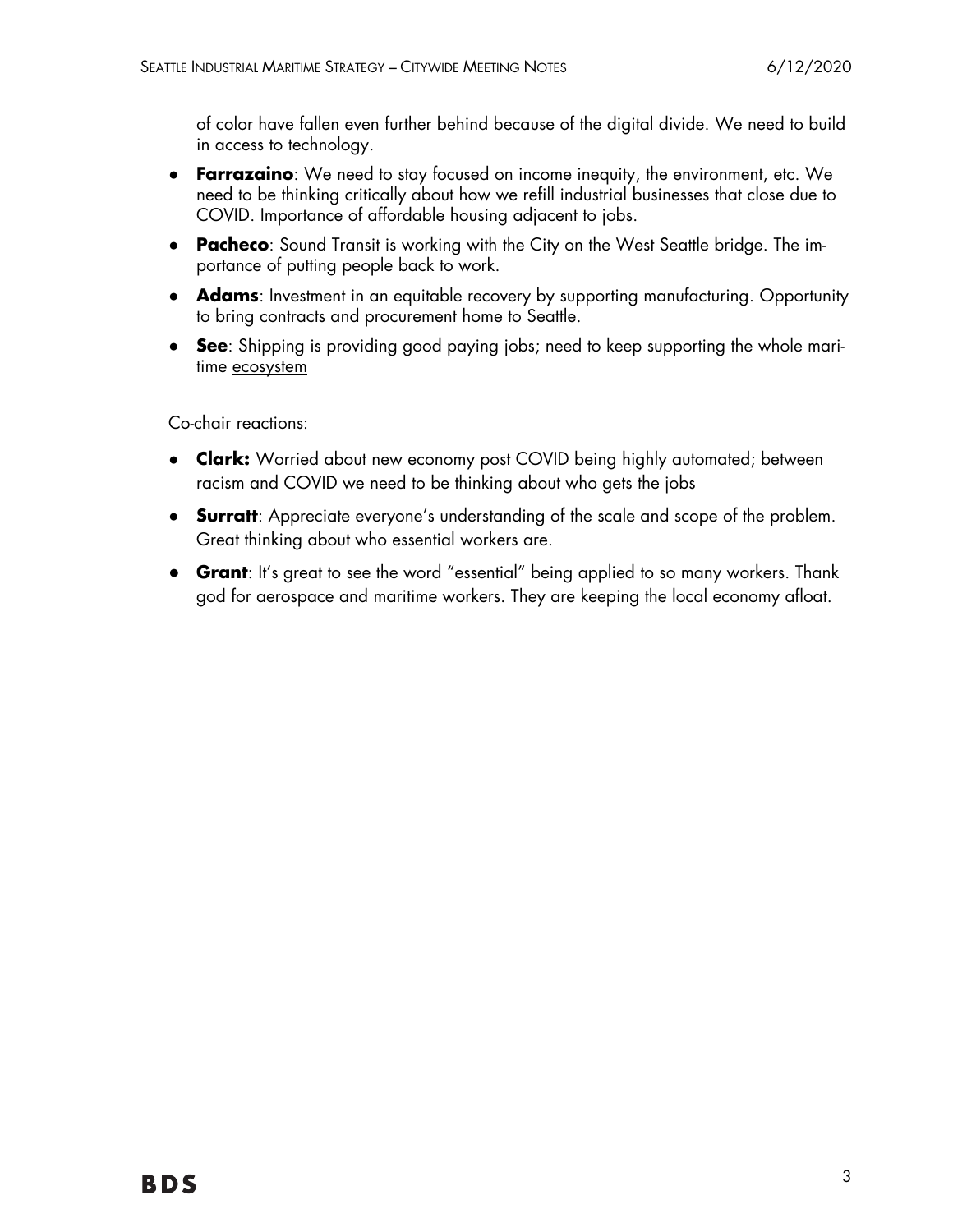of color have fallen even further behind because of the digital divide. We need to build in access to technology.

- **Farrazaino**: We need to stay focused on income inequity, the environment, etc. We need to be thinking critically about how we refill industrial businesses that close due to COVID. Importance of affordable housing adjacent to jobs.
- **Pacheco**: Sound Transit is working with the City on the West Seattle bridge. The importance of putting people back to work.
- **Adams**: Investment in an equitable recovery by supporting manufacturing. Opportunity to bring contracts and procurement home to Seattle.
- **See**: Shipping is providing good paying jobs; need to keep supporting the whole maritime ecosystem

Co-chair reactions:

- **Clark:** Worried about new economy post COVID being highly automated; between racism and COVID we need to be thinking about who gets the jobs
- **Surratt**: Appreciate everyone's understanding of the scale and scope of the problem. Great thinking about who essential workers are.
- **Grant**: It's great to see the word "essential" being applied to so many workers. Thank god for aerospace and maritime workers. They are keeping the local economy afloat.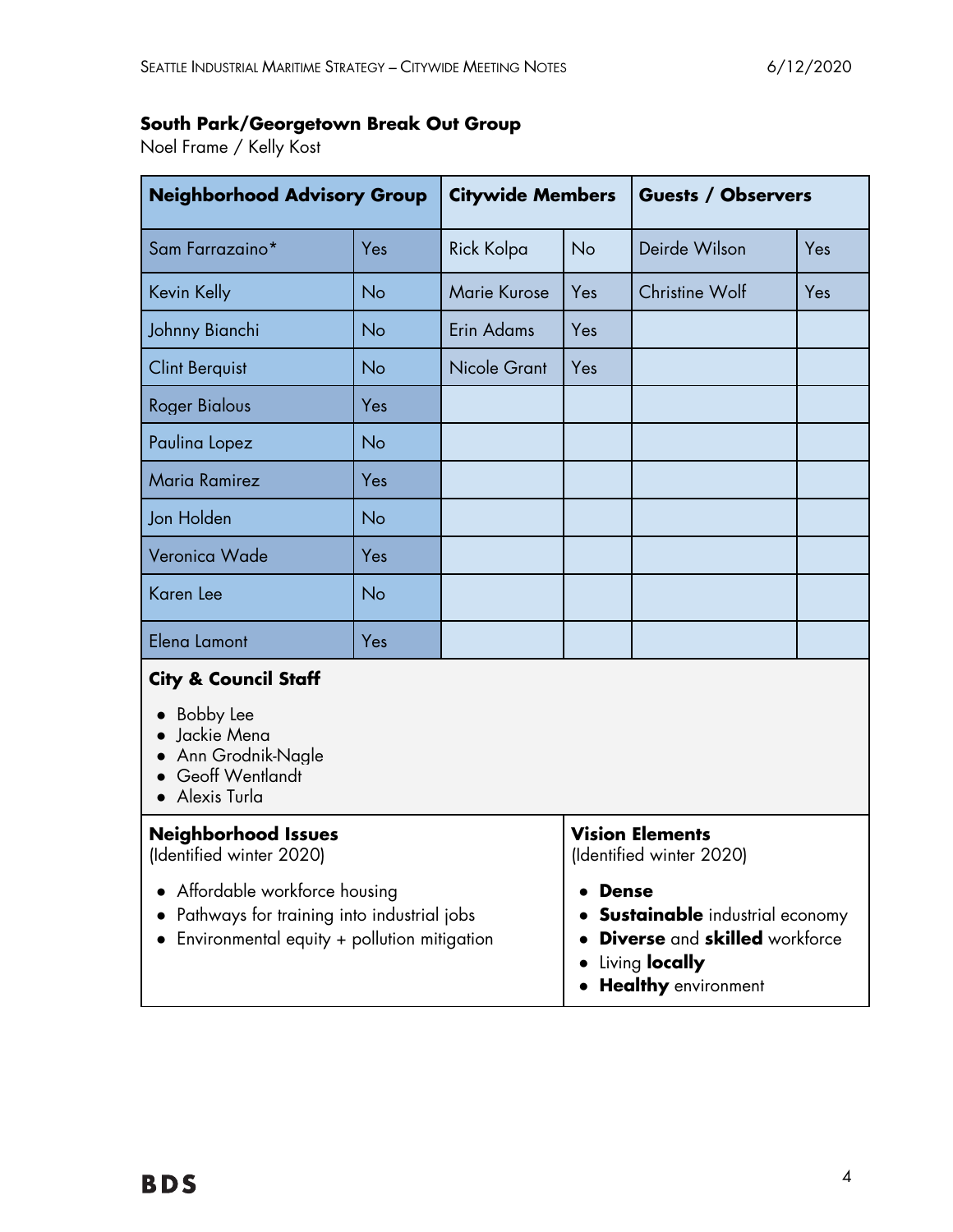### South Park/Georgetown Break Out Group

Noel Frame / Kelly Kost

| Neighborhood Advisory Group | | Citywide Members | | Guests / Observers | |
|---|---|---|---|---|---|
| Sam Farrazaino* | Yes | Rick Kolpa | No | Deirde Wilson | Yes |
| Kevin Kelly | No | Marie Kurose | Yes | Christine Wolf | Yes |
| Johnny Bianchi | No | Erin Adams | Yes | | |
| Clint Berquist | No | Nicole Grant | Yes | | |
| Roger Bialous | Yes | | | | |
| Paulina Lopez | No | | | | |
| Maria Ramirez | Yes | | | | |
| Jon Holden | No | | | | |
| Veronica Wade | Yes | | | | |
| Karen Lee | No | | | | |
| Elena Lamont | Yes | | | | |

**City & Council Staff**

- Bobby Lee
- Jackie Mena
- Ann Grodnik-Nagle
- Geoff Wentlandt
- Alexis Turla

**Neighborhood Issues**
(Identified winter 2020)

- Affordable workforce housing
- Pathways for training into industrial jobs
- Environmental equity + pollution mitigation

**Vision Elements**
(Identified winter 2020)

- **Dense**
- **Sustainable** industrial economy
- **Diverse** and **skilled** workforce
- Living **locally**
- **Healthy** environment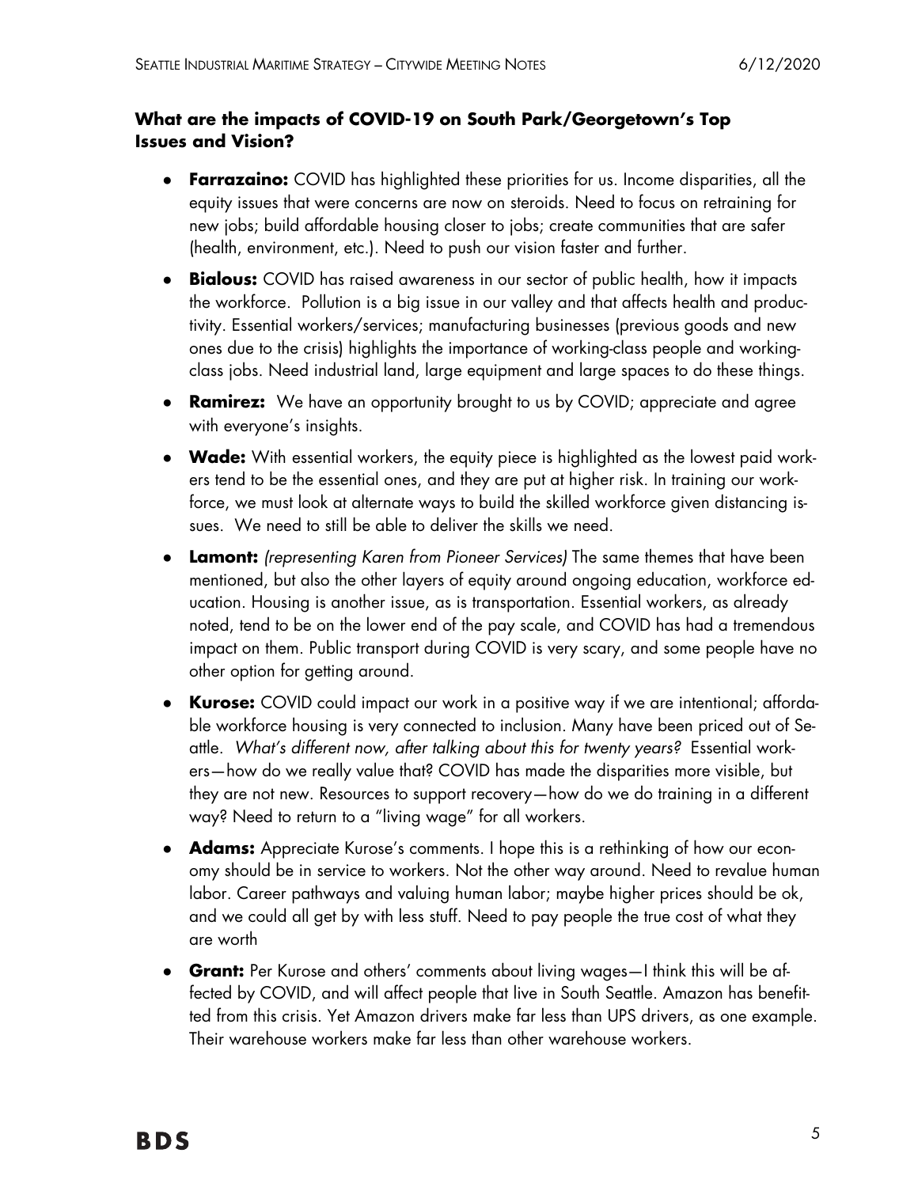### What are the impacts of COVID-19 on South Park/Georgetown's Top Issues and Vision?

- **Farrazaino:** COVID has highlighted these priorities for us. Income disparities, all the equity issues that were concerns are now on steroids. Need to focus on retraining for new jobs; build affordable housing closer to jobs; create communities that are safer (health, environment, etc.). Need to push our vision faster and further.
- **Bialous:** COVID has raised awareness in our sector of public health, how it impacts the workforce. Pollution is a big issue in our valley and that affects health and productivity. Essential workers/services; manufacturing businesses (previous goods and new ones due to the crisis) highlights the importance of working-class people and working-class jobs. Need industrial land, large equipment and large spaces to do these things.
- **Ramirez:** We have an opportunity brought to us by COVID; appreciate and agree with everyone's insights.
- **Wade:** With essential workers, the equity piece is highlighted as the lowest paid workers tend to be the essential ones, and they are put at higher risk. In training our workforce, we must look at alternate ways to build the skilled workforce given distancing issues. We need to still be able to deliver the skills we need.
- **Lamont:** *(representing Karen from Pioneer Services)* The same themes that have been mentioned, but also the other layers of equity around ongoing education, workforce education. Housing is another issue, as is transportation. Essential workers, as already noted, tend to be on the lower end of the pay scale, and COVID has had a tremendous impact on them. Public transport during COVID is very scary, and some people have no other option for getting around.
- **Kurose:** COVID could impact our work in a positive way if we are intentional; affordable workforce housing is very connected to inclusion. Many have been priced out of Seattle. *What's different now, after talking about this for twenty years?* Essential workers—how do we really value that? COVID has made the disparities more visible, but they are not new. Resources to support recovery—how do we do training in a different way? Need to return to a "living wage" for all workers.
- **Adams:** Appreciate Kurose's comments. I hope this is a rethinking of how our economy should be in service to workers. Not the other way around. Need to revalue human labor. Career pathways and valuing human labor; maybe higher prices should be ok, and we could all get by with less stuff. Need to pay people the true cost of what they are worth
- **Grant:** Per Kurose and others' comments about living wages—I think this will be affected by COVID, and will affect people that live in South Seattle. Amazon has benefitted from this crisis. Yet Amazon drivers make far less than UPS drivers, as one example. Their warehouse workers make far less than other warehouse workers.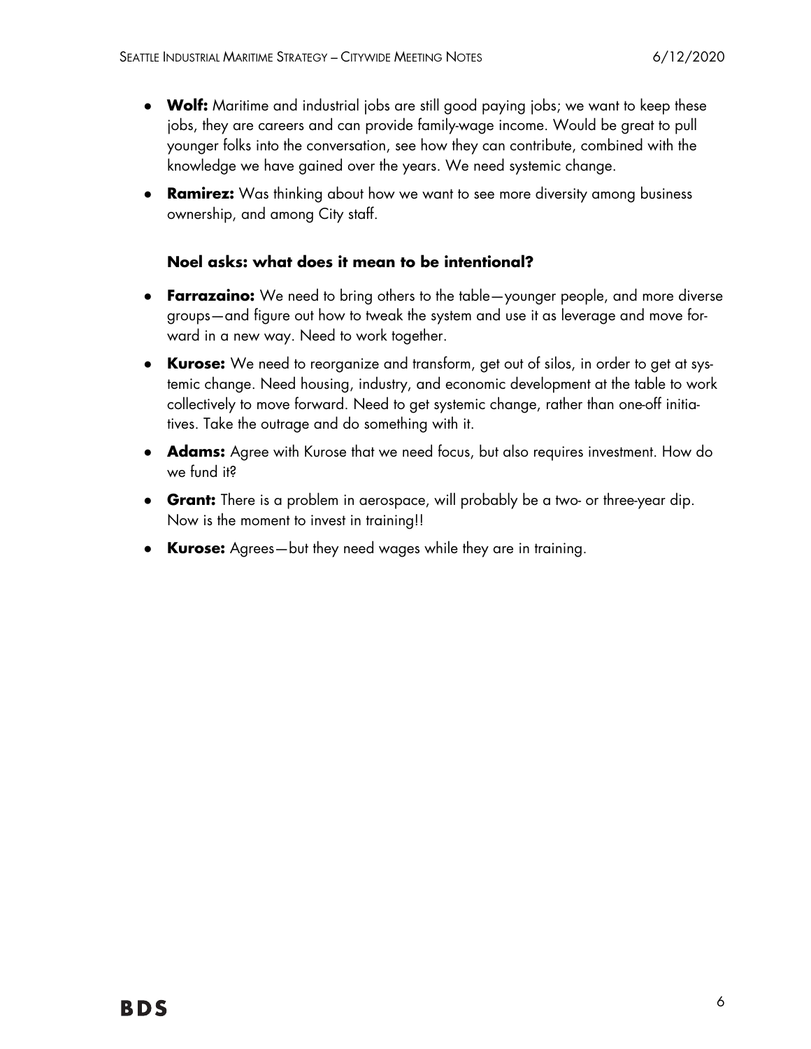- **Wolf:** Maritime and industrial jobs are still good paying jobs; we want to keep these jobs, they are careers and can provide family-wage income. Would be great to pull younger folks into the conversation, see how they can contribute, combined with the knowledge we have gained over the years. We need systemic change.
- **Ramirez:** Was thinking about how we want to see more diversity among business ownership, and among City staff.

**Noel asks: what does it mean to be intentional?**

- **Farrazaino:** We need to bring others to the table—younger people, and more diverse groups—and figure out how to tweak the system and use it as leverage and move forward in a new way. Need to work together.
- **Kurose:** We need to reorganize and transform, get out of silos, in order to get at systemic change. Need housing, industry, and economic development at the table to work collectively to move forward. Need to get systemic change, rather than one-off initiatives. Take the outrage and do something with it.
- **Adams:** Agree with Kurose that we need focus, but also requires investment. How do we fund it?
- **Grant:** There is a problem in aerospace, will probably be a two- or three-year dip. Now is the moment to invest in training!!
- **Kurose:** Agrees—but they need wages while they are in training.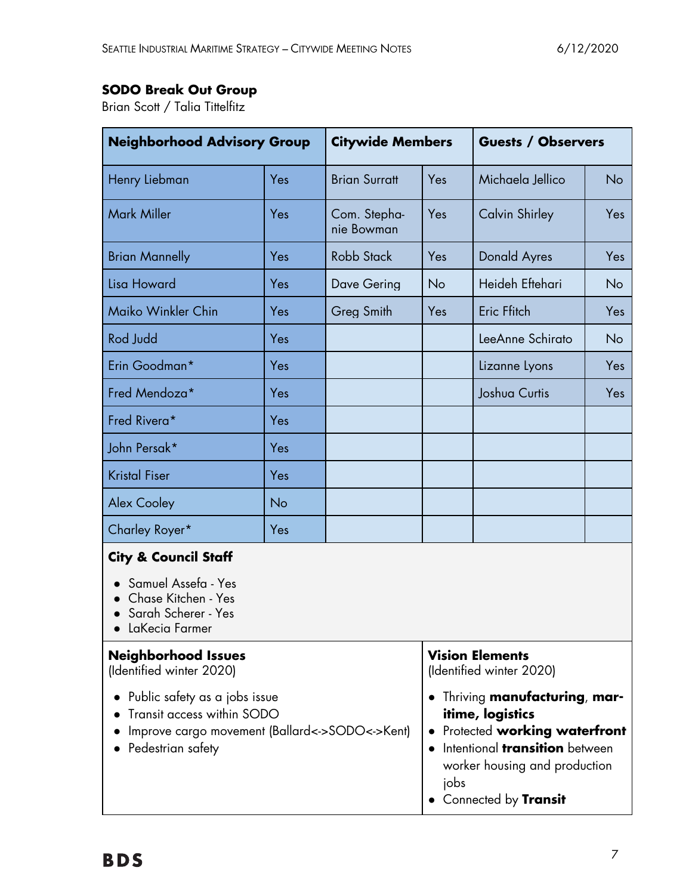**SODO Break Out Group**

Brian Scott / Talia Tittelfitz

| Neighborhood Advisory Group | | Citywide Members | | Guests / Observers | |
|---|---|---|---|---|---|
| Henry Liebman | Yes | Brian Surratt | Yes | Michaela Jellico | No |
| Mark Miller | Yes | Com. Stephanie Bowman | Yes | Calvin Shirley | Yes |
| Brian Mannelly | Yes | Robb Stack | Yes | Donald Ayres | Yes |
| Lisa Howard | Yes | Dave Gering | No | Heideh Eftehari | No |
| Maiko Winkler Chin | Yes | Greg Smith | Yes | Eric Ffitch | Yes |
| Rod Judd | Yes | | | LeeAnne Schirato | No |
| Erin Goodman* | Yes | | | Lizanne Lyons | Yes |
| Fred Mendoza* | Yes | | | Joshua Curtis | Yes |
| Fred Rivera* | Yes | | | | |
| John Persak* | Yes | | | | |
| Kristal Fiser | Yes | | | | |
| Alex Cooley | No | | | | |
| Charley Royer* | Yes | | | | |

**City & Council Staff**

- Samuel Assefa - Yes
- Chase Kitchen - Yes
- Sarah Scherer - Yes
- LaKecia Farmer

**Neighborhood Issues**
(Identified winter 2020)

- Public safety as a jobs issue
- Transit access within SODO
- Improve cargo movement (Ballard<->SODO<->Kent)
- Pedestrian safety

**Vision Elements**
(Identified winter 2020)

- Thriving **manufacturing**, **maritime, logistics**
- Protected **working waterfront**
- Intentional **transition** between worker housing and production jobs
- Connected by **Transit**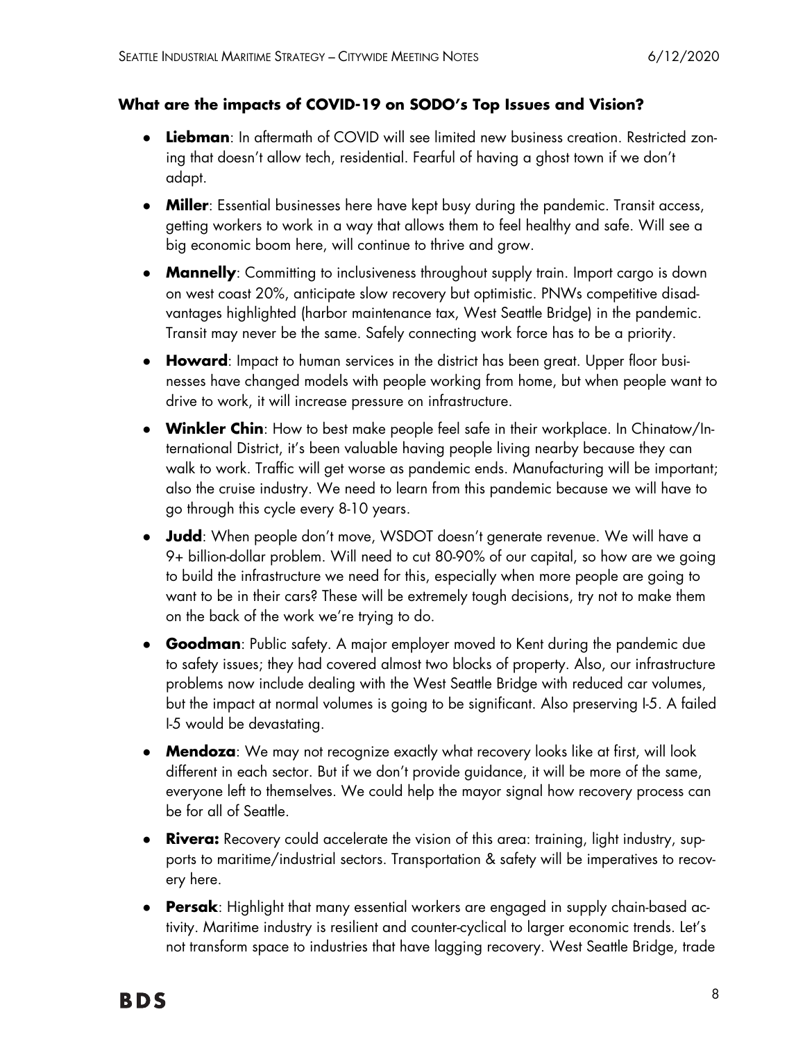**What are the impacts of COVID-19 on SODO's Top Issues and Vision?**

- **Liebman**: In aftermath of COVID will see limited new business creation. Restricted zoning that doesn't allow tech, residential. Fearful of having a ghost town if we don't adapt.
- **Miller**: Essential businesses here have kept busy during the pandemic. Transit access, getting workers to work in a way that allows them to feel healthy and safe. Will see a big economic boom here, will continue to thrive and grow.
- **Mannelly**: Committing to inclusiveness throughout supply train. Import cargo is down on west coast 20%, anticipate slow recovery but optimistic. PNWs competitive disadvantages highlighted (harbor maintenance tax, West Seattle Bridge) in the pandemic. Transit may never be the same. Safely connecting work force has to be a priority.
- **Howard**: Impact to human services in the district has been great. Upper floor businesses have changed models with people working from home, but when people want to drive to work, it will increase pressure on infrastructure.
- **Winkler Chin**: How to best make people feel safe in their workplace. In Chinatow/International District, it's been valuable having people living nearby because they can walk to work. Traffic will get worse as pandemic ends. Manufacturing will be important; also the cruise industry. We need to learn from this pandemic because we will have to go through this cycle every 8-10 years.
- **Judd**: When people don't move, WSDOT doesn't generate revenue. We will have a 9+ billion-dollar problem. Will need to cut 80-90% of our capital, so how are we going to build the infrastructure we need for this, especially when more people are going to want to be in their cars? These will be extremely tough decisions, try not to make them on the back of the work we're trying to do.
- **Goodman**: Public safety. A major employer moved to Kent during the pandemic due to safety issues; they had covered almost two blocks of property. Also, our infrastructure problems now include dealing with the West Seattle Bridge with reduced car volumes, but the impact at normal volumes is going to be significant. Also preserving I-5. A failed I-5 would be devastating.
- **Mendoza**: We may not recognize exactly what recovery looks like at first, will look different in each sector. But if we don't provide guidance, it will be more of the same, everyone left to themselves. We could help the mayor signal how recovery process can be for all of Seattle.
- **Rivera:** Recovery could accelerate the vision of this area: training, light industry, supports to maritime/industrial sectors. Transportation & safety will be imperatives to recovery here.
- **Persak**: Highlight that many essential workers are engaged in supply chain-based activity. Maritime industry is resilient and counter-cyclical to larger economic trends. Let's not transform space to industries that have lagging recovery. West Seattle Bridge, trade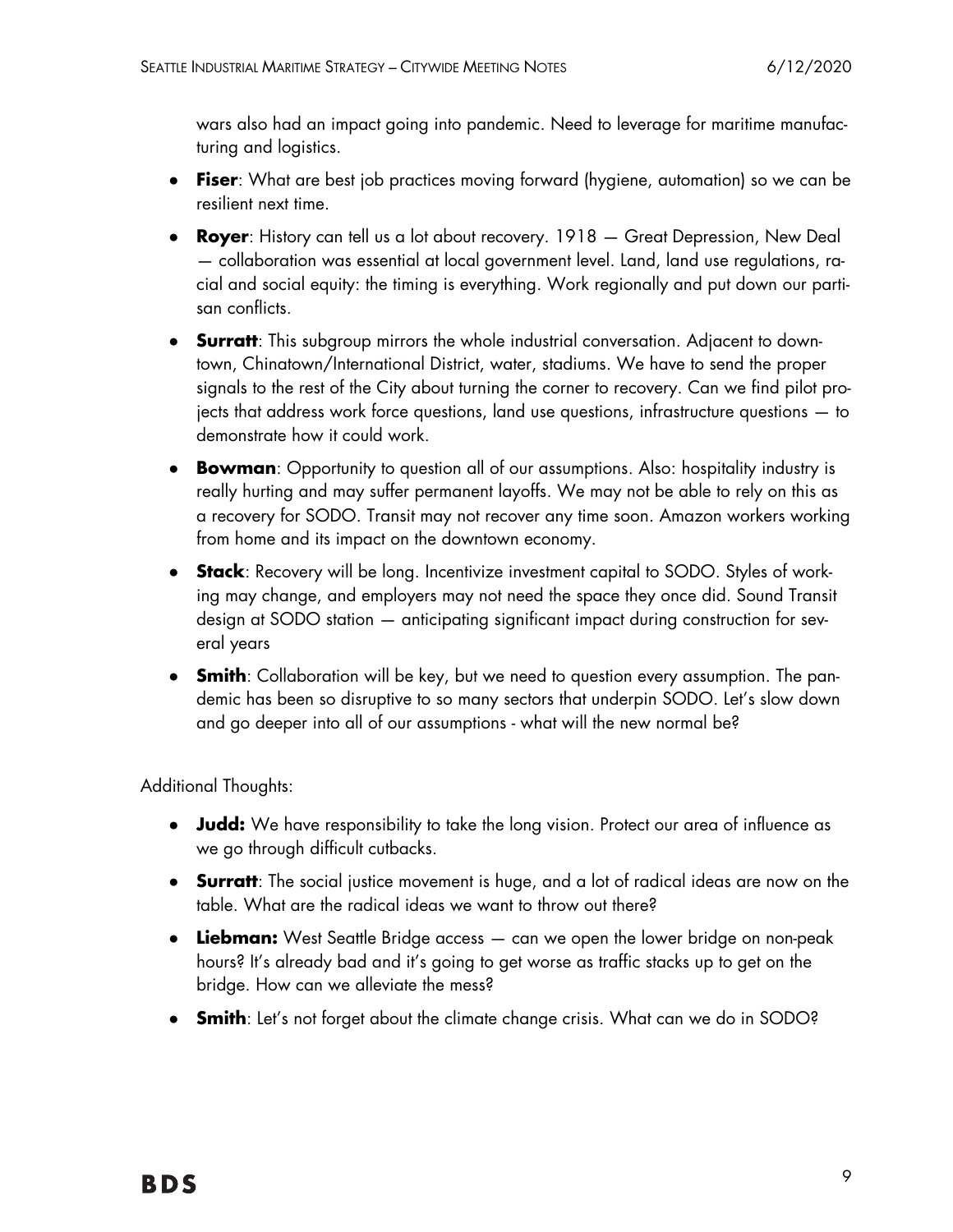wars also had an impact going into pandemic. Need to leverage for maritime manufacturing and logistics.

- **Fiser**: What are best job practices moving forward (hygiene, automation) so we can be resilient next time.
- **Royer**: History can tell us a lot about recovery. 1918 — Great Depression, New Deal — collaboration was essential at local government level. Land, land use regulations, racial and social equity: the timing is everything. Work regionally and put down our partisan conflicts.
- **Surratt**: This subgroup mirrors the whole industrial conversation. Adjacent to downtown, Chinatown/International District, water, stadiums. We have to send the proper signals to the rest of the City about turning the corner to recovery. Can we find pilot projects that address work force questions, land use questions, infrastructure questions — to demonstrate how it could work.
- **Bowman**: Opportunity to question all of our assumptions. Also: hospitality industry is really hurting and may suffer permanent layoffs. We may not be able to rely on this as a recovery for SODO. Transit may not recover any time soon. Amazon workers working from home and its impact on the downtown economy.
- **Stack**: Recovery will be long. Incentivize investment capital to SODO. Styles of working may change, and employers may not need the space they once did. Sound Transit design at SODO station — anticipating significant impact during construction for several years
- **Smith**: Collaboration will be key, but we need to question every assumption. The pandemic has been so disruptive to so many sectors that underpin SODO. Let's slow down and go deeper into all of our assumptions - what will the new normal be?

Additional Thoughts:

- **Judd:** We have responsibility to take the long vision. Protect our area of influence as we go through difficult cutbacks.
- **Surratt**: The social justice movement is huge, and a lot of radical ideas are now on the table. What are the radical ideas we want to throw out there?
- **Liebman:** West Seattle Bridge access — can we open the lower bridge on non-peak hours? It's already bad and it's going to get worse as traffic stacks up to get on the bridge. How can we alleviate the mess?
- **Smith**: Let's not forget about the climate change crisis. What can we do in SODO?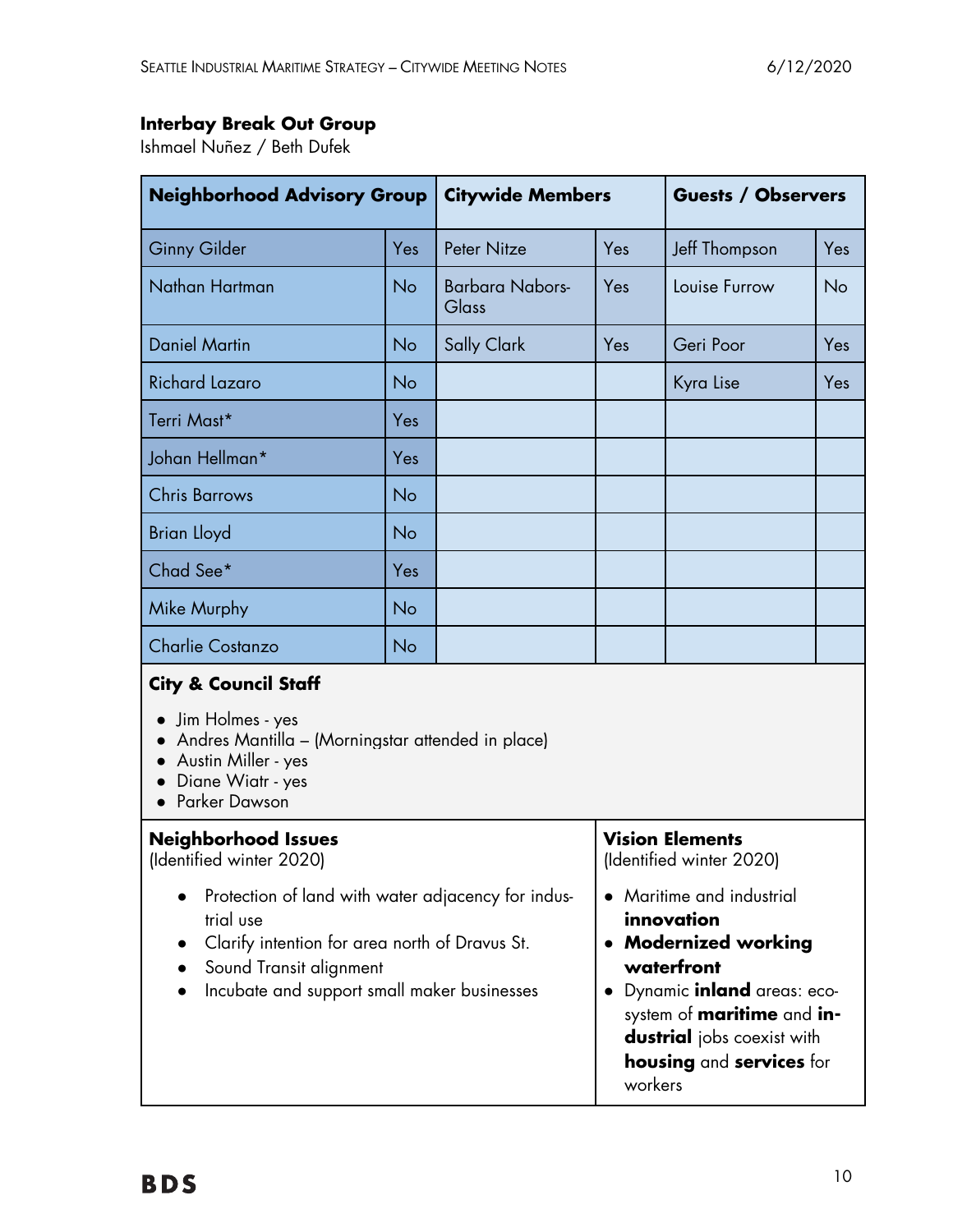## Interbay Break Out Group

Ishmael Nuñez / Beth Dufek

| Neighborhood Advisory Group | | Citywide Members | | Guests / Observers | |
|---|---|---|---|---|---|
| Ginny Gilder | Yes | Peter Nitze | Yes | Jeff Thompson | Yes |
| Nathan Hartman | No | Barbara Nabors-Glass | Yes | Louise Furrow | No |
| Daniel Martin | No | Sally Clark | Yes | Geri Poor | Yes |
| Richard Lazaro | No | | | Kyra Lise | Yes |
| Terri Mast* | Yes | | | | |
| Johan Hellman* | Yes | | | | |
| Chris Barrows | No | | | | |
| Brian Lloyd | No | | | | |
| Chad See* | Yes | | | | |
| Mike Murphy | No | | | | |
| Charlie Costanzo | No | | | | |

**City & Council Staff**

- Jim Holmes - yes
- Andres Mantilla – (Morningstar attended in place)
- Austin Miller - yes
- Diane Wiatr - yes
- Parker Dawson

**Neighborhood Issues**
(Identified winter 2020)

- Protection of land with water adjacency for industrial use
- Clarify intention for area north of Dravus St.
- Sound Transit alignment
- Incubate and support small maker businesses

**Vision Elements**
(Identified winter 2020)

- Maritime and industrial **innovation**
- **Modernized working waterfront**
- Dynamic **inland** areas: ecosystem of **maritime** and **industrial** jobs coexist with **housing** and **services** for workers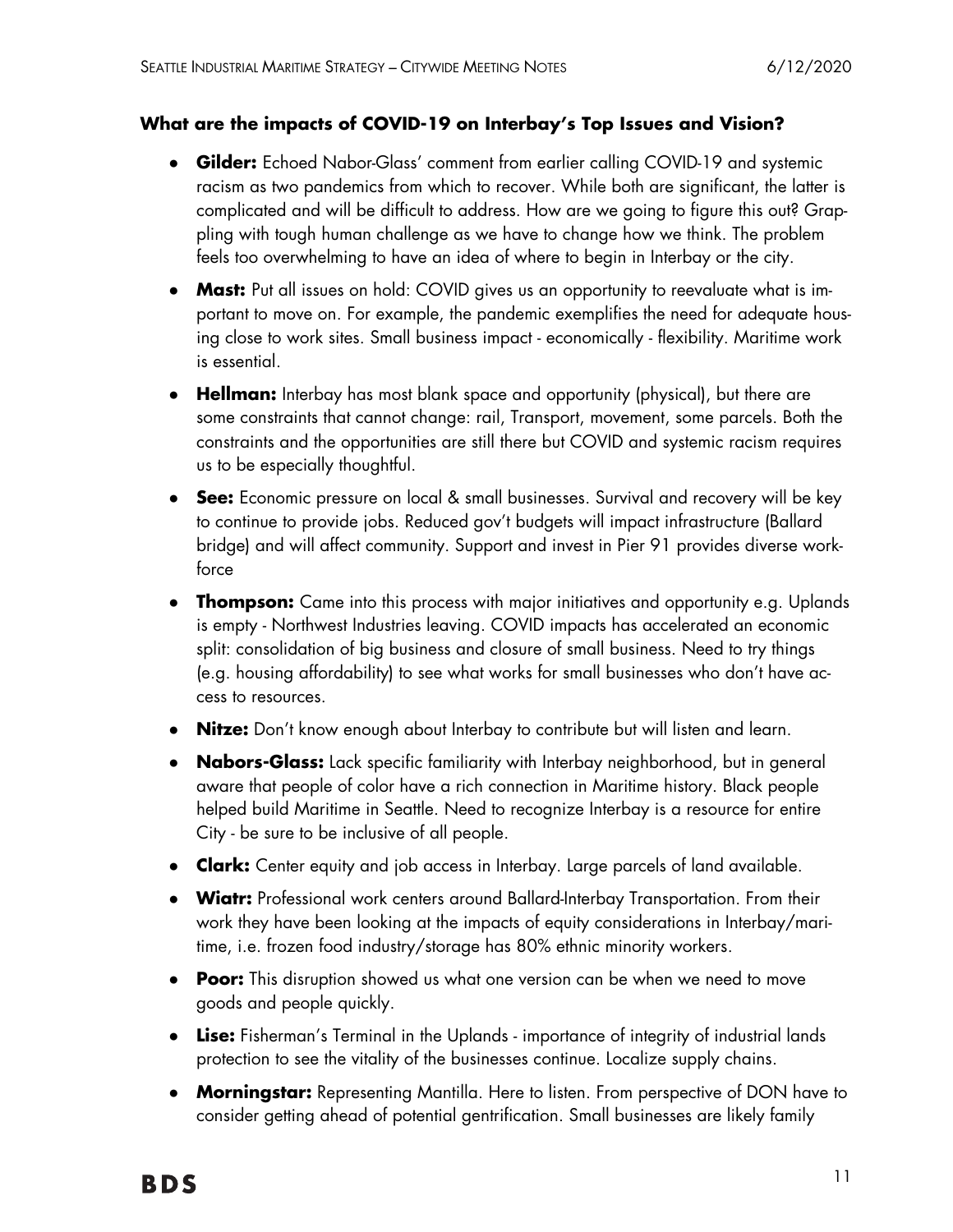### What are the impacts of COVID-19 on Interbay's Top Issues and Vision?

- **Gilder:** Echoed Nabor-Glass' comment from earlier calling COVID-19 and systemic racism as two pandemics from which to recover. While both are significant, the latter is complicated and will be difficult to address. How are we going to figure this out? Grappling with tough human challenge as we have to change how we think. The problem feels too overwhelming to have an idea of where to begin in Interbay or the city.
- **Mast:** Put all issues on hold: COVID gives us an opportunity to reevaluate what is important to move on. For example, the pandemic exemplifies the need for adequate housing close to work sites. Small business impact - economically - flexibility. Maritime work is essential.
- **Hellman:** Interbay has most blank space and opportunity (physical), but there are some constraints that cannot change: rail, Transport, movement, some parcels. Both the constraints and the opportunities are still there but COVID and systemic racism requires us to be especially thoughtful.
- **See:** Economic pressure on local & small businesses. Survival and recovery will be key to continue to provide jobs. Reduced gov't budgets will impact infrastructure (Ballard bridge) and will affect community. Support and invest in Pier 91 provides diverse workforce
- **Thompson:** Came into this process with major initiatives and opportunity e.g. Uplands is empty - Northwest Industries leaving. COVID impacts has accelerated an economic split: consolidation of big business and closure of small business. Need to try things (e.g. housing affordability) to see what works for small businesses who don't have access to resources.
- **Nitze:** Don't know enough about Interbay to contribute but will listen and learn.
- **Nabors-Glass:** Lack specific familiarity with Interbay neighborhood, but in general aware that people of color have a rich connection in Maritime history. Black people helped build Maritime in Seattle. Need to recognize Interbay is a resource for entire City - be sure to be inclusive of all people.
- **Clark:** Center equity and job access in Interbay. Large parcels of land available.
- **Wiatr:** Professional work centers around Ballard-Interbay Transportation. From their work they have been looking at the impacts of equity considerations in Interbay/maritime, i.e. frozen food industry/storage has 80% ethnic minority workers.
- **Poor:** This disruption showed us what one version can be when we need to move goods and people quickly.
- **Lise:** Fisherman's Terminal in the Uplands - importance of integrity of industrial lands protection to see the vitality of the businesses continue. Localize supply chains.
- **Morningstar:** Representing Mantilla. Here to listen. From perspective of DON have to consider getting ahead of potential gentrification. Small businesses are likely family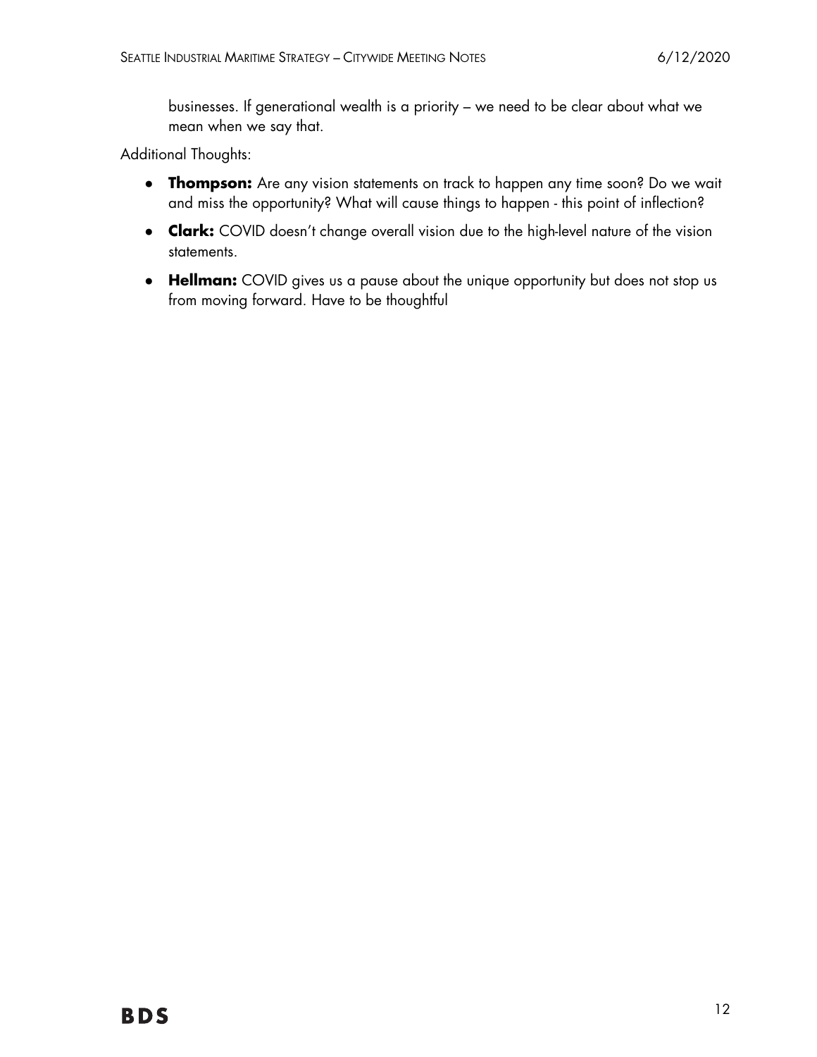businesses. If generational wealth is a priority – we need to be clear about what we mean when we say that.

Additional Thoughts:

- **Thompson:** Are any vision statements on track to happen any time soon? Do we wait and miss the opportunity? What will cause things to happen - this point of inflection?
- **Clark:** COVID doesn't change overall vision due to the high-level nature of the vision statements.
- **Hellman:** COVID gives us a pause about the unique opportunity but does not stop us from moving forward. Have to be thoughtful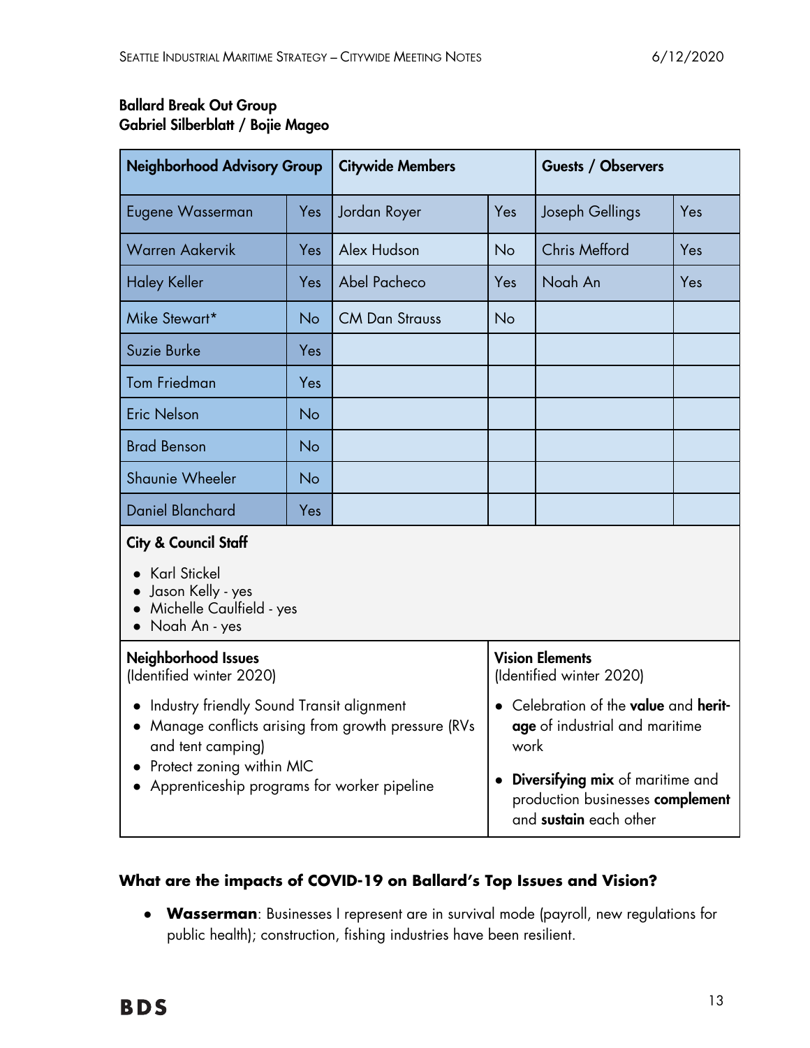**Ballard Break Out Group**
**Gabriel Silberblatt / Bojie Mageo**

| Neighborhood Advisory Group | | Citywide Members | | Guests / Observers | |
|---|---|---|---|---|---|
| Eugene Wasserman | Yes | Jordan Royer | Yes | Joseph Gellings | Yes |
| Warren Aakervik | Yes | Alex Hudson | No | Chris Mefford | Yes |
| Haley Keller | Yes | Abel Pacheco | Yes | Noah An | Yes |
| Mike Stewart* | No | CM Dan Strauss | No | | |
| Suzie Burke | Yes | | | | |
| Tom Friedman | Yes | | | | |
| Eric Nelson | No | | | | |
| Brad Benson | No | | | | |
| Shaunie Wheeler | No | | | | |
| Daniel Blanchard | Yes | | | | |

**City & Council Staff**

- Karl Stickel
- Jason Kelly - yes
- Michelle Caulfield - yes
- Noah An - yes

**Neighborhood Issues**
(Identified winter 2020)

- Industry friendly Sound Transit alignment
- Manage conflicts arising from growth pressure (RVs and tent camping)
- Protect zoning within MIC
- Apprenticeship programs for worker pipeline

**Vision Elements**
(Identified winter 2020)

- Celebration of the **value** and **heritage** of industrial and maritime work
- **Diversifying mix** of maritime and production businesses **complement** and **sustain** each other

## What are the impacts of COVID-19 on Ballard's Top Issues and Vision?

- **Wasserman**: Businesses I represent are in survival mode (payroll, new regulations for public health); construction, fishing industries have been resilient.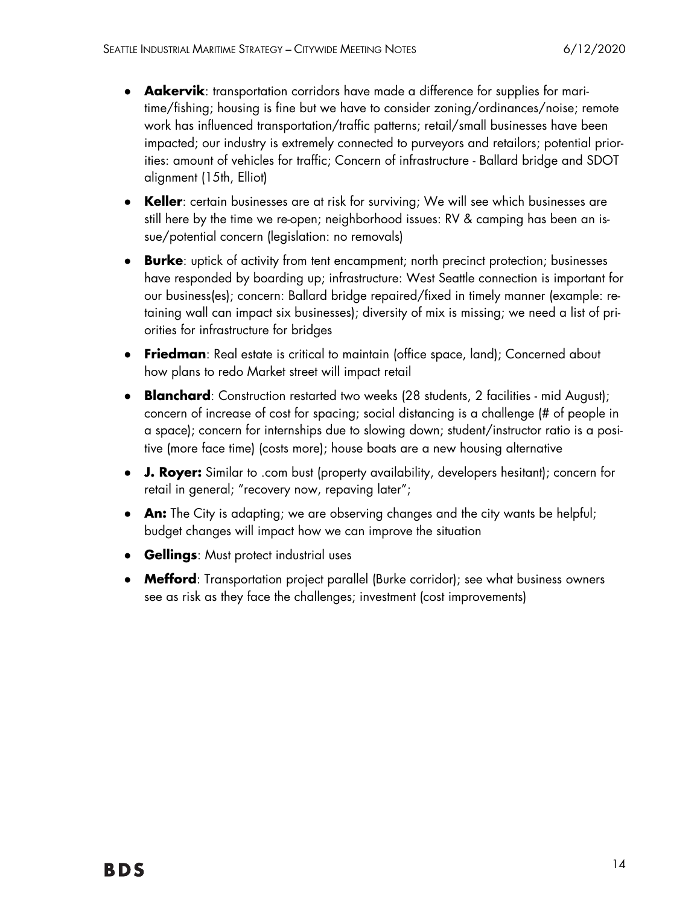- **Aakervik**: transportation corridors have made a difference for supplies for maritime/fishing; housing is fine but we have to consider zoning/ordinances/noise; remote work has influenced transportation/traffic patterns; retail/small businesses have been impacted; our industry is extremely connected to purveyors and retailors; potential priorities: amount of vehicles for traffic; Concern of infrastructure - Ballard bridge and SDOT alignment (15th, Elliot)
- **Keller**: certain businesses are at risk for surviving; We will see which businesses are still here by the time we re-open; neighborhood issues: RV & camping has been an issue/potential concern (legislation: no removals)
- **Burke**: uptick of activity from tent encampment; north precinct protection; businesses have responded by boarding up; infrastructure: West Seattle connection is important for our business(es); concern: Ballard bridge repaired/fixed in timely manner (example: retaining wall can impact six businesses); diversity of mix is missing; we need a list of priorities for infrastructure for bridges
- **Friedman**: Real estate is critical to maintain (office space, land); Concerned about how plans to redo Market street will impact retail
- **Blanchard**: Construction restarted two weeks (28 students, 2 facilities - mid August); concern of increase of cost for spacing; social distancing is a challenge (# of people in a space); concern for internships due to slowing down; student/instructor ratio is a positive (more face time) (costs more); house boats are a new housing alternative
- **J. Royer:** Similar to .com bust (property availability, developers hesitant); concern for retail in general; "recovery now, repaving later";
- **An:** The City is adapting; we are observing changes and the city wants be helpful; budget changes will impact how we can improve the situation
- **Gellings**: Must protect industrial uses
- **Mefford**: Transportation project parallel (Burke corridor); see what business owners see as risk as they face the challenges; investment (cost improvements)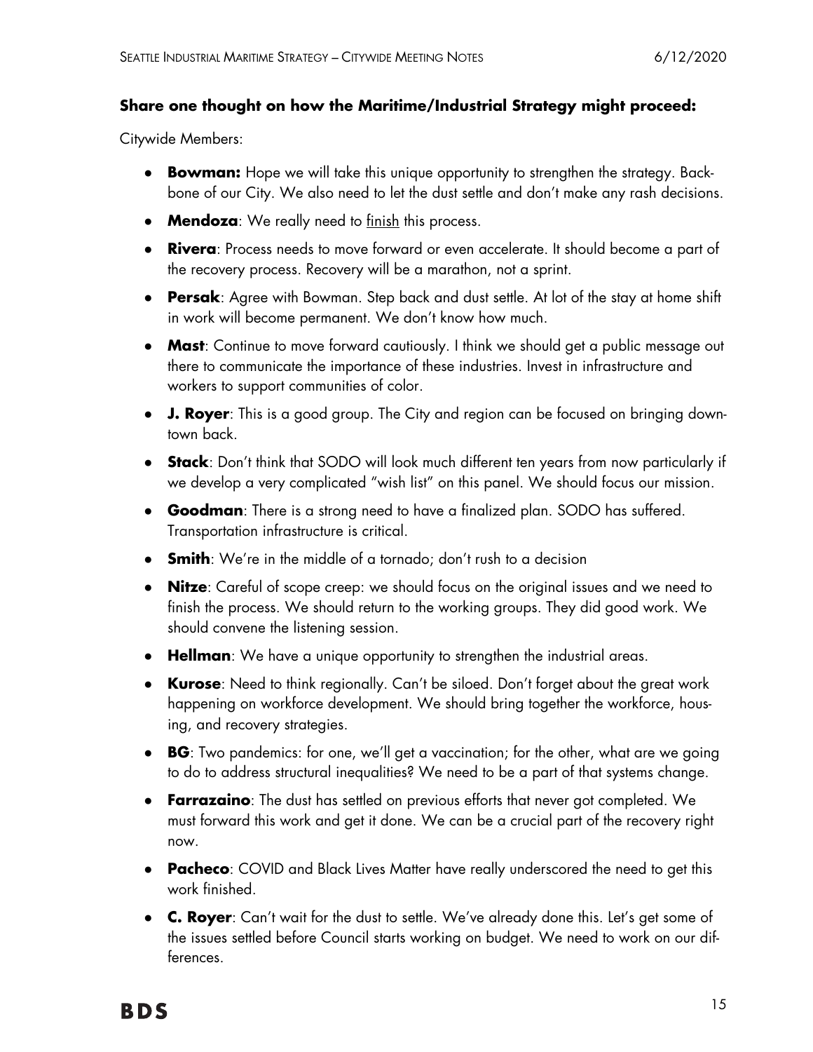### Share one thought on how the Maritime/Industrial Strategy might proceed:

Citywide Members:

- **Bowman:** Hope we will take this unique opportunity to strengthen the strategy. Backbone of our City. We also need to let the dust settle and don't make any rash decisions.
- **Mendoza**: We really need to <u>finish</u> this process.
- **Rivera**: Process needs to move forward or even accelerate. It should become a part of the recovery process. Recovery will be a marathon, not a sprint.
- **Persak**: Agree with Bowman. Step back and dust settle. At lot of the stay at home shift in work will become permanent. We don't know how much.
- **Mast**: Continue to move forward cautiously. I think we should get a public message out there to communicate the importance of these industries. Invest in infrastructure and workers to support communities of color.
- **J. Royer**: This is a good group. The City and region can be focused on bringing downtown back.
- **Stack**: Don't think that SODO will look much different ten years from now particularly if we develop a very complicated "wish list" on this panel. We should focus our mission.
- **Goodman**: There is a strong need to have a finalized plan. SODO has suffered. Transportation infrastructure is critical.
- **Smith**: We're in the middle of a tornado; don't rush to a decision
- **Nitze**: Careful of scope creep: we should focus on the original issues and we need to finish the process. We should return to the working groups. They did good work. We should convene the listening session.
- **Hellman**: We have a unique opportunity to strengthen the industrial areas.
- **Kurose**: Need to think regionally. Can't be siloed. Don't forget about the great work happening on workforce development. We should bring together the workforce, housing, and recovery strategies.
- **BG**: Two pandemics: for one, we'll get a vaccination; for the other, what are we going to do to address structural inequalities? We need to be a part of that systems change.
- **Farrazaino**: The dust has settled on previous efforts that never got completed. We must forward this work and get it done. We can be a crucial part of the recovery right now.
- **Pacheco**: COVID and Black Lives Matter have really underscored the need to get this work finished.
- **C. Royer**: Can't wait for the dust to settle. We've already done this. Let's get some of the issues settled before Council starts working on budget. We need to work on our differences.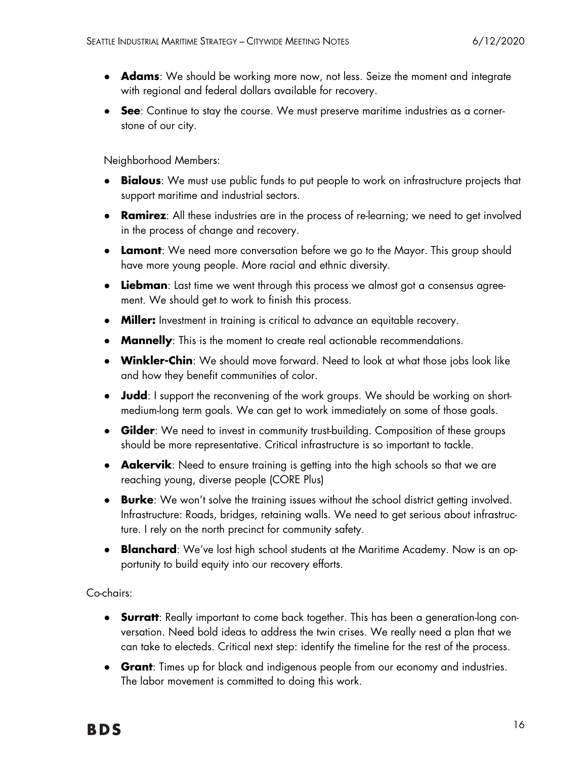- **Adams**: We should be working more now, not less. Seize the moment and integrate with regional and federal dollars available for recovery.
- **See**: Continue to stay the course. We must preserve maritime industries as a cornerstone of our city.

Neighborhood Members:

- **Bialous**: We must use public funds to put people to work on infrastructure projects that support maritime and industrial sectors.
- **Ramirez**: All these industries are in the process of re-learning; we need to get involved in the process of change and recovery.
- **Lamont**: We need more conversation before we go to the Mayor. This group should have more young people. More racial and ethnic diversity.
- **Liebman**: Last time we went through this process we almost got a consensus agreement. We should get to work to finish this process.
- **Miller:** Investment in training is critical to advance an equitable recovery.
- **Mannelly**: This is the moment to create real actionable recommendations.
- **Winkler-Chin**: We should move forward. Need to look at what those jobs look like and how they benefit communities of color.
- **Judd**: I support the reconvening of the work groups. We should be working on short-medium-long term goals. We can get to work immediately on some of those goals.
- **Gilder**: We need to invest in community trust-building. Composition of these groups should be more representative. Critical infrastructure is so important to tackle.
- **Aakervik**: Need to ensure training is getting into the high schools so that we are reaching young, diverse people (CORE Plus)
- **Burke**: We won't solve the training issues without the school district getting involved. Infrastructure: Roads, bridges, retaining walls. We need to get serious about infrastructure. I rely on the north precinct for community safety.
- **Blanchard**: We've lost high school students at the Maritime Academy. Now is an opportunity to build equity into our recovery efforts.

Co-chairs:

- **Surratt**: Really important to come back together. This has been a generation-long conversation. Need bold ideas to address the twin crises. We really need a plan that we can take to electeds. Critical next step: identify the timeline for the rest of the process.
- **Grant**: Times up for black and indigenous people from our economy and industries. The labor movement is committed to doing this work.